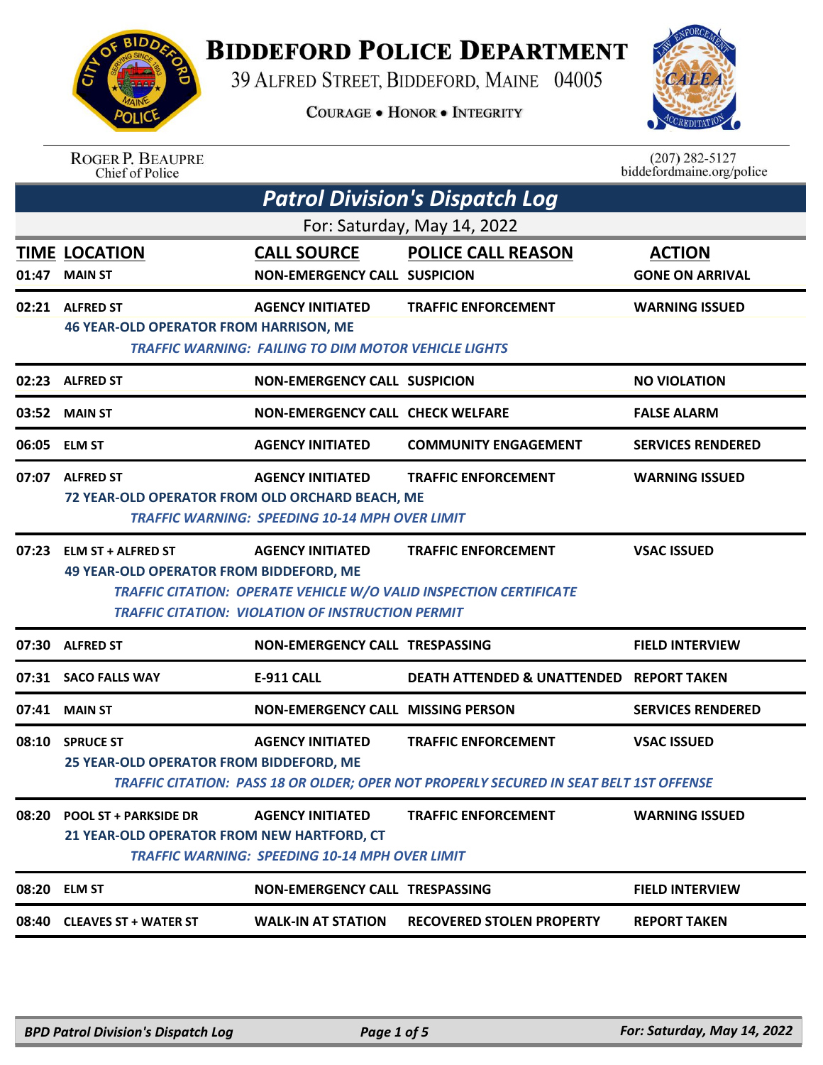# BIDDEFORD POLICE DEPARTMENT

39 ALFRED STREET, BIDDEFORD, MAINE 04005

COURAGE • HONOR • INTEGRITY

ROGER P. BEAUPRE
Chief of Police

(207) 282-5127
biddefordmaine.org/police

## Patrol Division's Dispatch Log

For: Saturday, May 14, 2022

| TIME | LOCATION | CALL SOURCE | POLICE CALL REASON | ACTION |
|---|---|---|---|---|
| 01:47 | MAIN ST | NON-EMERGENCY CALL | SUSPICION | GONE ON ARRIVAL |
| 02:21 | ALFRED ST | AGENCY INITIATED | TRAFFIC ENFORCEMENT | WARNING ISSUED |
| | 46 YEAR-OLD OPERATOR FROM HARRISON, ME<br>*TRAFFIC WARNING: FAILING TO DIM MOTOR VEHICLE LIGHTS* | | | |
| 02:23 | ALFRED ST | NON-EMERGENCY CALL | SUSPICION | NO VIOLATION |
| 03:52 | MAIN ST | NON-EMERGENCY CALL | CHECK WELFARE | FALSE ALARM |
| 06:05 | ELM ST | AGENCY INITIATED | COMMUNITY ENGAGEMENT | SERVICES RENDERED |
| 07:07 | ALFRED ST | AGENCY INITIATED | TRAFFIC ENFORCEMENT | WARNING ISSUED |
| | 72 YEAR-OLD OPERATOR FROM OLD ORCHARD BEACH, ME<br>*TRAFFIC WARNING: SPEEDING 10-14 MPH OVER LIMIT* | | | |
| 07:23 | ELM ST + ALFRED ST | AGENCY INITIATED | TRAFFIC ENFORCEMENT | VSAC ISSUED |
| | 49 YEAR-OLD OPERATOR FROM BIDDEFORD, ME<br>*TRAFFIC CITATION: OPERATE VEHICLE W/O VALID INSPECTION CERTIFICATE*<br>*TRAFFIC CITATION: VIOLATION OF INSTRUCTION PERMIT* | | | |
| 07:30 | ALFRED ST | NON-EMERGENCY CALL | TRESPASSING | FIELD INTERVIEW |
| 07:31 | SACO FALLS WAY | E-911 CALL | DEATH ATTENDED & UNATTENDED | REPORT TAKEN |
| 07:41 | MAIN ST | NON-EMERGENCY CALL | MISSING PERSON | SERVICES RENDERED |
| 08:10 | SPRUCE ST | AGENCY INITIATED | TRAFFIC ENFORCEMENT | VSAC ISSUED |
| | 25 YEAR-OLD OPERATOR FROM BIDDEFORD, ME<br>*TRAFFIC CITATION: PASS 18 OR OLDER; OPER NOT PROPERLY SECURED IN SEAT BELT 1ST OFFENSE* | | | |
| 08:20 | POOL ST + PARKSIDE DR | AGENCY INITIATED | TRAFFIC ENFORCEMENT | WARNING ISSUED |
| | 21 YEAR-OLD OPERATOR FROM NEW HARTFORD, CT<br>*TRAFFIC WARNING: SPEEDING 10-14 MPH OVER LIMIT* | | | |
| 08:20 | ELM ST | NON-EMERGENCY CALL | TRESPASSING | FIELD INTERVIEW |
| 08:40 | CLEAVES ST + WATER ST | WALK-IN AT STATION | RECOVERED STOLEN PROPERTY | REPORT TAKEN |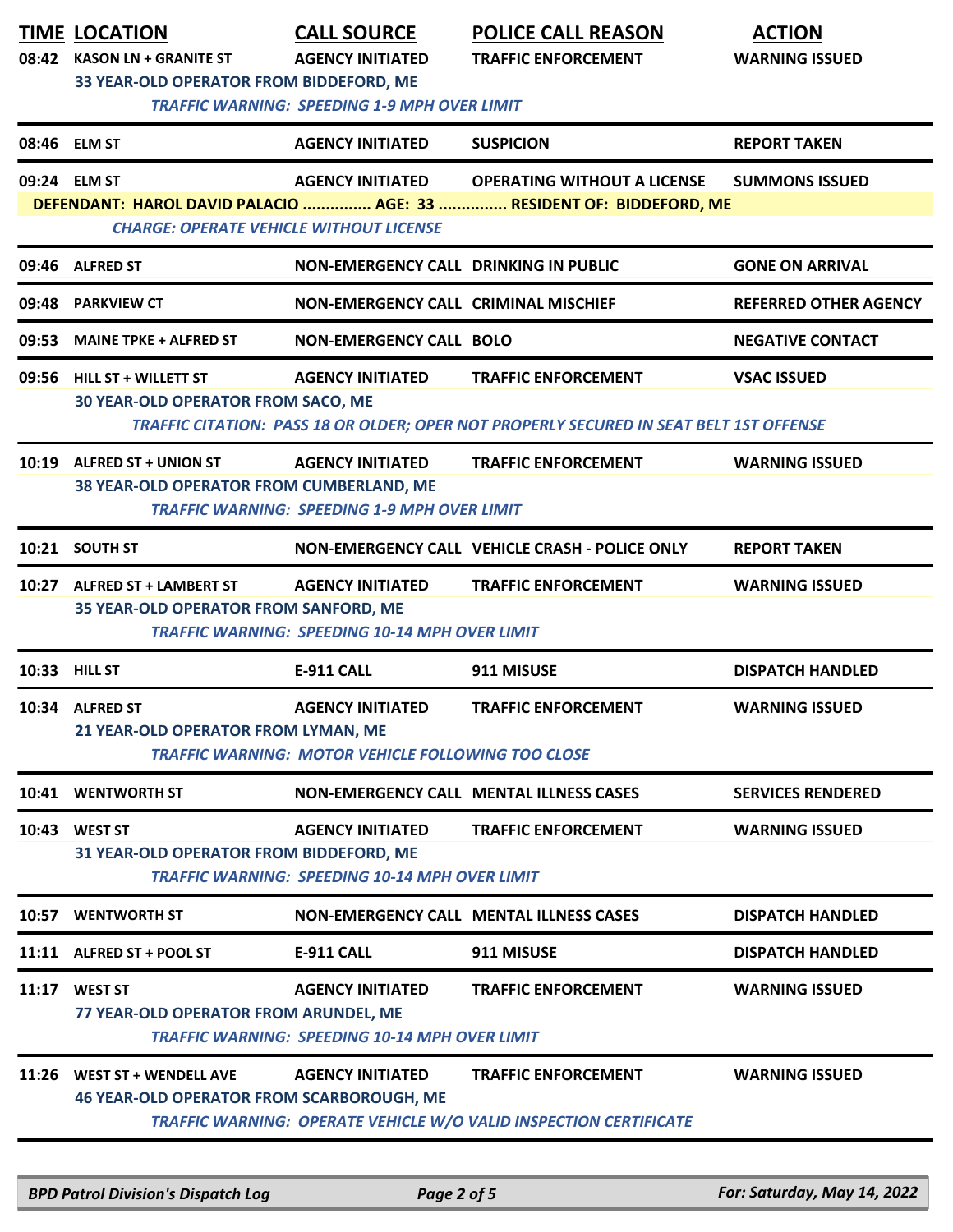| TIME | LOCATION | CALL SOURCE | POLICE CALL REASON | ACTION |
|---|---|---|---|---|
| 08:42 | KASON LN + GRANITE ST | AGENCY INITIATED | TRAFFIC ENFORCEMENT | WARNING ISSUED |
| | 33 YEAR-OLD OPERATOR FROM BIDDEFORD, ME | | | |
| | *TRAFFIC WARNING: SPEEDING 1-9 MPH OVER LIMIT* | | | |
| 08:46 | ELM ST | AGENCY INITIATED | SUSPICION | REPORT TAKEN |
| 09:24 | ELM ST | AGENCY INITIATED | OPERATING WITHOUT A LICENSE | SUMMONS ISSUED |
| | DEFENDANT: HAROL DAVID PALACIO ............... AGE: 33 ............... RESIDENT OF: BIDDEFORD, ME | | | |
| | *CHARGE: OPERATE VEHICLE WITHOUT LICENSE* | | | |
| 09:46 | ALFRED ST | NON-EMERGENCY CALL | DRINKING IN PUBLIC | GONE ON ARRIVAL |
| 09:48 | PARKVIEW CT | NON-EMERGENCY CALL | CRIMINAL MISCHIEF | REFERRED OTHER AGENCY |
| 09:53 | MAINE TPKE + ALFRED ST | NON-EMERGENCY CALL | BOLO | NEGATIVE CONTACT |
| 09:56 | HILL ST + WILLETT ST | AGENCY INITIATED | TRAFFIC ENFORCEMENT | VSAC ISSUED |
| | 30 YEAR-OLD OPERATOR FROM SACO, ME | | | |
| | *TRAFFIC CITATION: PASS 18 OR OLDER; OPER NOT PROPERLY SECURED IN SEAT BELT 1ST OFFENSE* | | | |
| 10:19 | ALFRED ST + UNION ST | AGENCY INITIATED | TRAFFIC ENFORCEMENT | WARNING ISSUED |
| | 38 YEAR-OLD OPERATOR FROM CUMBERLAND, ME | | | |
| | *TRAFFIC WARNING: SPEEDING 1-9 MPH OVER LIMIT* | | | |
| 10:21 | SOUTH ST | NON-EMERGENCY CALL | VEHICLE CRASH - POLICE ONLY | REPORT TAKEN |
| 10:27 | ALFRED ST + LAMBERT ST | AGENCY INITIATED | TRAFFIC ENFORCEMENT | WARNING ISSUED |
| | 35 YEAR-OLD OPERATOR FROM SANFORD, ME | | | |
| | *TRAFFIC WARNING: SPEEDING 10-14 MPH OVER LIMIT* | | | |
| 10:33 | HILL ST | E-911 CALL | 911 MISUSE | DISPATCH HANDLED |
| 10:34 | ALFRED ST | AGENCY INITIATED | TRAFFIC ENFORCEMENT | WARNING ISSUED |
| | 21 YEAR-OLD OPERATOR FROM LYMAN, ME | | | |
| | *TRAFFIC WARNING: MOTOR VEHICLE FOLLOWING TOO CLOSE* | | | |
| 10:41 | WENTWORTH ST | NON-EMERGENCY CALL | MENTAL ILLNESS CASES | SERVICES RENDERED |
| 10:43 | WEST ST | AGENCY INITIATED | TRAFFIC ENFORCEMENT | WARNING ISSUED |
| | 31 YEAR-OLD OPERATOR FROM BIDDEFORD, ME | | | |
| | *TRAFFIC WARNING: SPEEDING 10-14 MPH OVER LIMIT* | | | |
| 10:57 | WENTWORTH ST | NON-EMERGENCY CALL | MENTAL ILLNESS CASES | DISPATCH HANDLED |
| 11:11 | ALFRED ST + POOL ST | E-911 CALL | 911 MISUSE | DISPATCH HANDLED |
| 11:17 | WEST ST | AGENCY INITIATED | TRAFFIC ENFORCEMENT | WARNING ISSUED |
| | 77 YEAR-OLD OPERATOR FROM ARUNDEL, ME | | | |
| | *TRAFFIC WARNING: SPEEDING 10-14 MPH OVER LIMIT* | | | |
| 11:26 | WEST ST + WENDELL AVE | AGENCY INITIATED | TRAFFIC ENFORCEMENT | WARNING ISSUED |
| | 46 YEAR-OLD OPERATOR FROM SCARBOROUGH, ME | | | |
| | *TRAFFIC WARNING: OPERATE VEHICLE W/O VALID INSPECTION CERTIFICATE* | | | |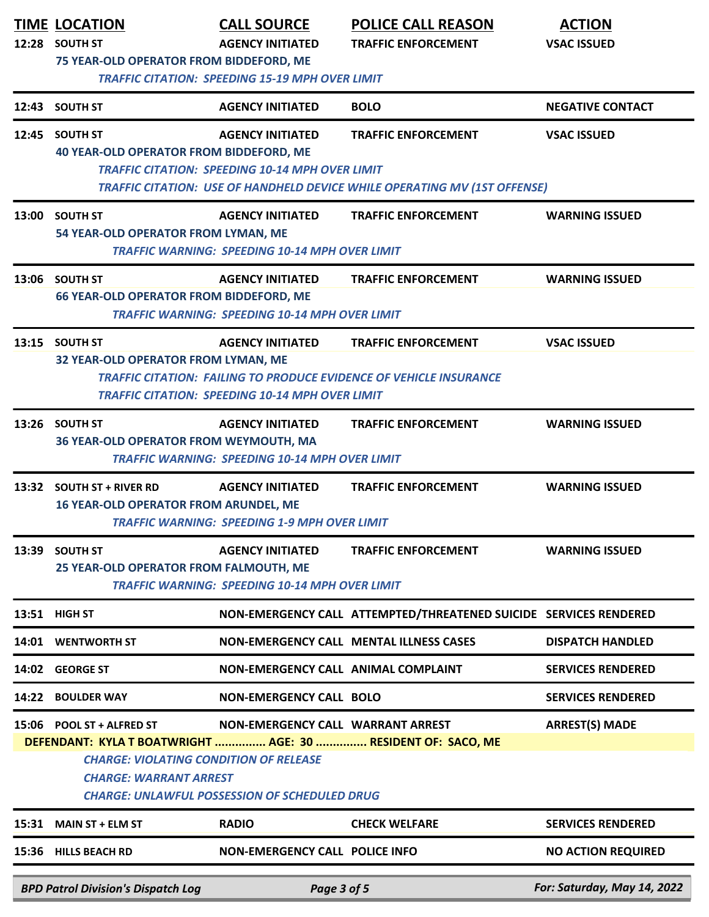| TIME | LOCATION | CALL SOURCE | POLICE CALL REASON | ACTION |
|---|---|---|---|---|
| 12:28 | SOUTH ST | AGENCY INITIATED | TRAFFIC ENFORCEMENT | VSAC ISSUED |

75 YEAR-OLD OPERATOR FROM BIDDEFORD, ME
*TRAFFIC CITATION: SPEEDING 15-19 MPH OVER LIMIT*

| | | | | |
|---|---|---|---|---|
| 12:43 | SOUTH ST | AGENCY INITIATED | BOLO | NEGATIVE CONTACT |
| 12:45 | SOUTH ST | AGENCY INITIATED | TRAFFIC ENFORCEMENT | VSAC ISSUED |

40 YEAR-OLD OPERATOR FROM BIDDEFORD, ME
*TRAFFIC CITATION: SPEEDING 10-14 MPH OVER LIMIT*
*TRAFFIC CITATION: USE OF HANDHELD DEVICE WHILE OPERATING MV (1ST OFFENSE)*

| | | | | |
|---|---|---|---|---|
| 13:00 | SOUTH ST | AGENCY INITIATED | TRAFFIC ENFORCEMENT | WARNING ISSUED |

54 YEAR-OLD OPERATOR FROM LYMAN, ME
*TRAFFIC WARNING: SPEEDING 10-14 MPH OVER LIMIT*

| | | | | |
|---|---|---|---|---|
| 13:06 | SOUTH ST | AGENCY INITIATED | TRAFFIC ENFORCEMENT | WARNING ISSUED |

66 YEAR-OLD OPERATOR FROM BIDDEFORD, ME
*TRAFFIC WARNING: SPEEDING 10-14 MPH OVER LIMIT*

| | | | | |
|---|---|---|---|---|
| 13:15 | SOUTH ST | AGENCY INITIATED | TRAFFIC ENFORCEMENT | VSAC ISSUED |

32 YEAR-OLD OPERATOR FROM LYMAN, ME
*TRAFFIC CITATION: FAILING TO PRODUCE EVIDENCE OF VEHICLE INSURANCE*
*TRAFFIC CITATION: SPEEDING 10-14 MPH OVER LIMIT*

| | | | | |
|---|---|---|---|---|
| 13:26 | SOUTH ST | AGENCY INITIATED | TRAFFIC ENFORCEMENT | WARNING ISSUED |

36 YEAR-OLD OPERATOR FROM WEYMOUTH, MA
*TRAFFIC WARNING: SPEEDING 10-14 MPH OVER LIMIT*

| | | | | |
|---|---|---|---|---|
| 13:32 | SOUTH ST + RIVER RD | AGENCY INITIATED | TRAFFIC ENFORCEMENT | WARNING ISSUED |

16 YEAR-OLD OPERATOR FROM ARUNDEL, ME
*TRAFFIC WARNING: SPEEDING 1-9 MPH OVER LIMIT*

| | | | | |
|---|---|---|---|---|
| 13:39 | SOUTH ST | AGENCY INITIATED | TRAFFIC ENFORCEMENT | WARNING ISSUED |

25 YEAR-OLD OPERATOR FROM FALMOUTH, ME
*TRAFFIC WARNING: SPEEDING 10-14 MPH OVER LIMIT*

| | | | | |
|---|---|---|---|---|
| 13:51 | HIGH ST | NON-EMERGENCY CALL | ATTEMPTED/THREATENED SUICIDE | SERVICES RENDERED |
| 14:01 | WENTWORTH ST | NON-EMERGENCY CALL | MENTAL ILLNESS CASES | DISPATCH HANDLED |
| 14:02 | GEORGE ST | NON-EMERGENCY CALL | ANIMAL COMPLAINT | SERVICES RENDERED |
| 14:22 | BOULDER WAY | NON-EMERGENCY CALL | BOLO | SERVICES RENDERED |
| 15:06 | POOL ST + ALFRED ST | NON-EMERGENCY CALL | WARRANT ARREST | ARREST(S) MADE |

**DEFENDANT: KYLA T BOATWRIGHT ............... AGE: 30 ............... RESIDENT OF: SACO, ME**
*CHARGE: VIOLATING CONDITION OF RELEASE*
*CHARGE: WARRANT ARREST*
*CHARGE: UNLAWFUL POSSESSION OF SCHEDULED DRUG*

| | | | | |
|---|---|---|---|---|
| 15:31 | MAIN ST + ELM ST | RADIO | CHECK WELFARE | SERVICES RENDERED |
| 15:36 | HILLS BEACH RD | NON-EMERGENCY CALL | POLICE INFO | NO ACTION REQUIRED |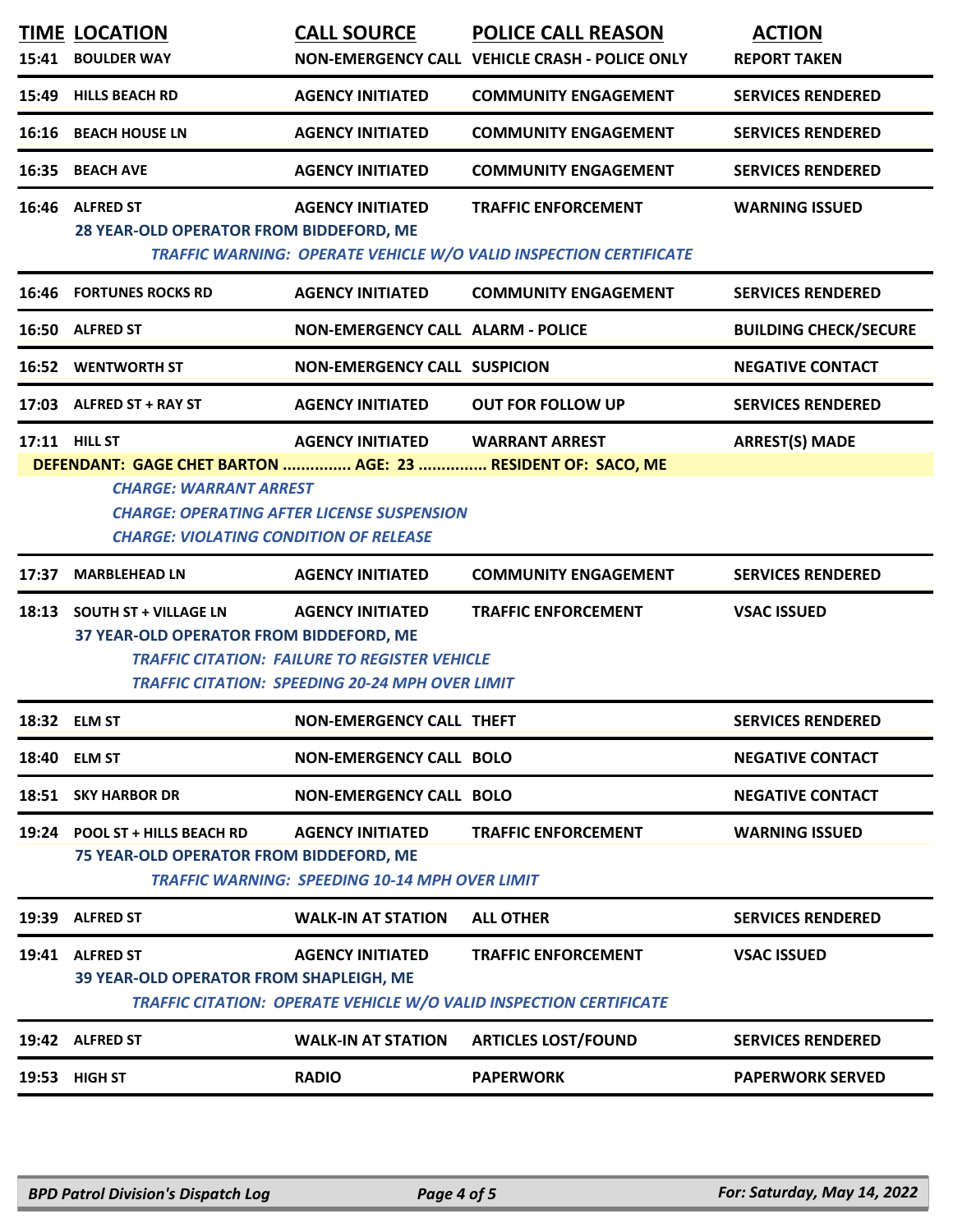| TIME | LOCATION | CALL SOURCE | POLICE CALL REASON | ACTION |
|---|---|---|---|---|
| 15:41 | BOULDER WAY | NON-EMERGENCY CALL | VEHICLE CRASH - POLICE ONLY | REPORT TAKEN |
| 15:49 | HILLS BEACH RD | AGENCY INITIATED | COMMUNITY ENGAGEMENT | SERVICES RENDERED |
| 16:16 | BEACH HOUSE LN | AGENCY INITIATED | COMMUNITY ENGAGEMENT | SERVICES RENDERED |
| 16:35 | BEACH AVE | AGENCY INITIATED | COMMUNITY ENGAGEMENT | SERVICES RENDERED |
| 16:46 | ALFRED ST<br>28 YEAR-OLD OPERATOR FROM BIDDEFORD, ME<br>*TRAFFIC WARNING: OPERATE VEHICLE W/O VALID INSPECTION CERTIFICATE* | AGENCY INITIATED | TRAFFIC ENFORCEMENT | WARNING ISSUED |
| 16:46 | FORTUNES ROCKS RD | AGENCY INITIATED | COMMUNITY ENGAGEMENT | SERVICES RENDERED |
| 16:50 | ALFRED ST | NON-EMERGENCY CALL | ALARM - POLICE | BUILDING CHECK/SECURE |
| 16:52 | WENTWORTH ST | NON-EMERGENCY CALL | SUSPICION | NEGATIVE CONTACT |
| 17:03 | ALFRED ST + RAY ST | AGENCY INITIATED | OUT FOR FOLLOW UP | SERVICES RENDERED |
| 17:11 | HILL ST<br>DEFENDANT: GAGE CHET BARTON ............... AGE: 23 ............... RESIDENT OF: SACO, ME<br>*CHARGE: WARRANT ARREST*<br>*CHARGE: OPERATING AFTER LICENSE SUSPENSION*<br>*CHARGE: VIOLATING CONDITION OF RELEASE* | AGENCY INITIATED | WARRANT ARREST | ARREST(S) MADE |
| 17:37 | MARBLEHEAD LN | AGENCY INITIATED | COMMUNITY ENGAGEMENT | SERVICES RENDERED |
| 18:13 | SOUTH ST + VILLAGE LN<br>37 YEAR-OLD OPERATOR FROM BIDDEFORD, ME<br>*TRAFFIC CITATION: FAILURE TO REGISTER VEHICLE*<br>*TRAFFIC CITATION: SPEEDING 20-24 MPH OVER LIMIT* | AGENCY INITIATED | TRAFFIC ENFORCEMENT | VSAC ISSUED |
| 18:32 | ELM ST | NON-EMERGENCY CALL | THEFT | SERVICES RENDERED |
| 18:40 | ELM ST | NON-EMERGENCY CALL | BOLO | NEGATIVE CONTACT |
| 18:51 | SKY HARBOR DR | NON-EMERGENCY CALL | BOLO | NEGATIVE CONTACT |
| 19:24 | POOL ST + HILLS BEACH RD<br>75 YEAR-OLD OPERATOR FROM BIDDEFORD, ME<br>*TRAFFIC WARNING: SPEEDING 10-14 MPH OVER LIMIT* | AGENCY INITIATED | TRAFFIC ENFORCEMENT | WARNING ISSUED |
| 19:39 | ALFRED ST | WALK-IN AT STATION | ALL OTHER | SERVICES RENDERED |
| 19:41 | ALFRED ST<br>39 YEAR-OLD OPERATOR FROM SHAPLEIGH, ME<br>*TRAFFIC CITATION: OPERATE VEHICLE W/O VALID INSPECTION CERTIFICATE* | AGENCY INITIATED | TRAFFIC ENFORCEMENT | VSAC ISSUED |
| 19:42 | ALFRED ST | WALK-IN AT STATION | ARTICLES LOST/FOUND | SERVICES RENDERED |
| 19:53 | HIGH ST | RADIO | PAPERWORK | PAPERWORK SERVED |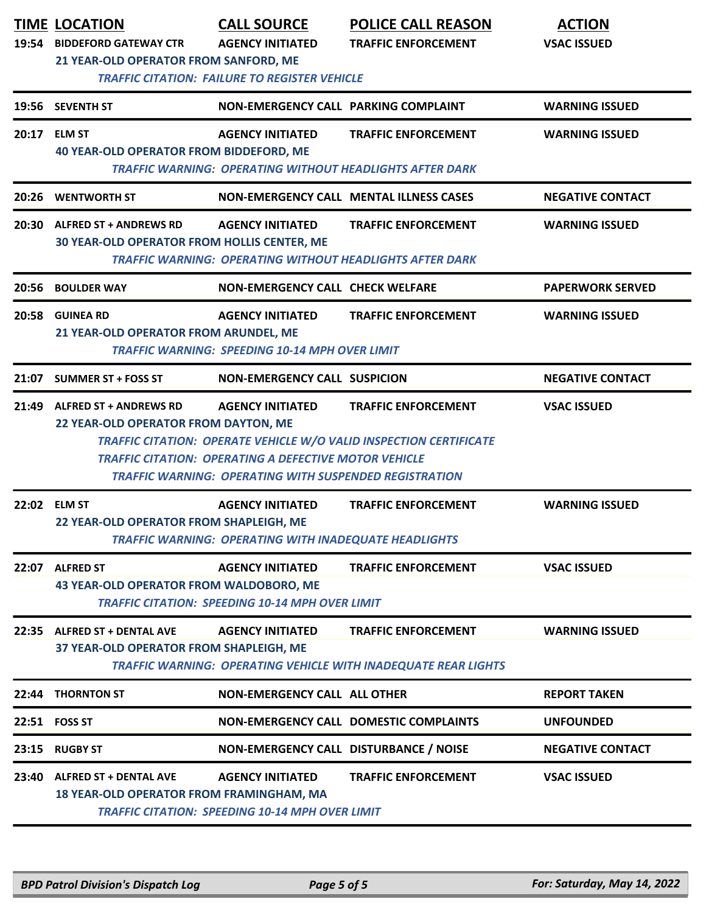| TIME | LOCATION | CALL SOURCE | POLICE CALL REASON | ACTION |
|---|---|---|---|---|
| 19:54 | BIDDEFORD GATEWAY CTR | AGENCY INITIATED | TRAFFIC ENFORCEMENT | VSAC ISSUED |
| | 21 YEAR-OLD OPERATOR FROM SANFORD, ME | | | |
| | *TRAFFIC CITATION: FAILURE TO REGISTER VEHICLE* | | | |
| 19:56 | SEVENTH ST | NON-EMERGENCY CALL | PARKING COMPLAINT | WARNING ISSUED |
| 20:17 | ELM ST | AGENCY INITIATED | TRAFFIC ENFORCEMENT | WARNING ISSUED |
| | 40 YEAR-OLD OPERATOR FROM BIDDEFORD, ME | | | |
| | *TRAFFIC WARNING: OPERATING WITHOUT HEADLIGHTS AFTER DARK* | | | |
| 20:26 | WENTWORTH ST | NON-EMERGENCY CALL | MENTAL ILLNESS CASES | NEGATIVE CONTACT |
| 20:30 | ALFRED ST + ANDREWS RD | AGENCY INITIATED | TRAFFIC ENFORCEMENT | WARNING ISSUED |
| | 30 YEAR-OLD OPERATOR FROM HOLLIS CENTER, ME | | | |
| | *TRAFFIC WARNING: OPERATING WITHOUT HEADLIGHTS AFTER DARK* | | | |
| 20:56 | BOULDER WAY | NON-EMERGENCY CALL | CHECK WELFARE | PAPERWORK SERVED |
| 20:58 | GUINEA RD | AGENCY INITIATED | TRAFFIC ENFORCEMENT | WARNING ISSUED |
| | 21 YEAR-OLD OPERATOR FROM ARUNDEL, ME | | | |
| | *TRAFFIC WARNING: SPEEDING 10-14 MPH OVER LIMIT* | | | |
| 21:07 | SUMMER ST + FOSS ST | NON-EMERGENCY CALL | SUSPICION | NEGATIVE CONTACT |
| 21:49 | ALFRED ST + ANDREWS RD | AGENCY INITIATED | TRAFFIC ENFORCEMENT | VSAC ISSUED |
| | 22 YEAR-OLD OPERATOR FROM DAYTON, ME | | | |
| | *TRAFFIC CITATION: OPERATE VEHICLE W/O VALID INSPECTION CERTIFICATE* | | | |
| | *TRAFFIC CITATION: OPERATING A DEFECTIVE MOTOR VEHICLE* | | | |
| | *TRAFFIC WARNING: OPERATING WITH SUSPENDED REGISTRATION* | | | |
| 22:02 | ELM ST | AGENCY INITIATED | TRAFFIC ENFORCEMENT | WARNING ISSUED |
| | 22 YEAR-OLD OPERATOR FROM SHAPLEIGH, ME | | | |
| | *TRAFFIC WARNING: OPERATING WITH INADEQUATE HEADLIGHTS* | | | |
| 22:07 | ALFRED ST | AGENCY INITIATED | TRAFFIC ENFORCEMENT | VSAC ISSUED |
| | 43 YEAR-OLD OPERATOR FROM WALDOBORO, ME | | | |
| | *TRAFFIC CITATION: SPEEDING 10-14 MPH OVER LIMIT* | | | |
| 22:35 | ALFRED ST + DENTAL AVE | AGENCY INITIATED | TRAFFIC ENFORCEMENT | WARNING ISSUED |
| | 37 YEAR-OLD OPERATOR FROM SHAPLEIGH, ME | | | |
| | *TRAFFIC WARNING: OPERATING VEHICLE WITH INADEQUATE REAR LIGHTS* | | | |
| 22:44 | THORNTON ST | NON-EMERGENCY CALL | ALL OTHER | REPORT TAKEN |
| 22:51 | FOSS ST | NON-EMERGENCY CALL | DOMESTIC COMPLAINTS | UNFOUNDED |
| 23:15 | RUGBY ST | NON-EMERGENCY CALL | DISTURBANCE / NOISE | NEGATIVE CONTACT |
| 23:40 | ALFRED ST + DENTAL AVE | AGENCY INITIATED | TRAFFIC ENFORCEMENT | VSAC ISSUED |
| | 18 YEAR-OLD OPERATOR FROM FRAMINGHAM, MA | | | |
| | *TRAFFIC CITATION: SPEEDING 10-14 MPH OVER LIMIT* | | | |